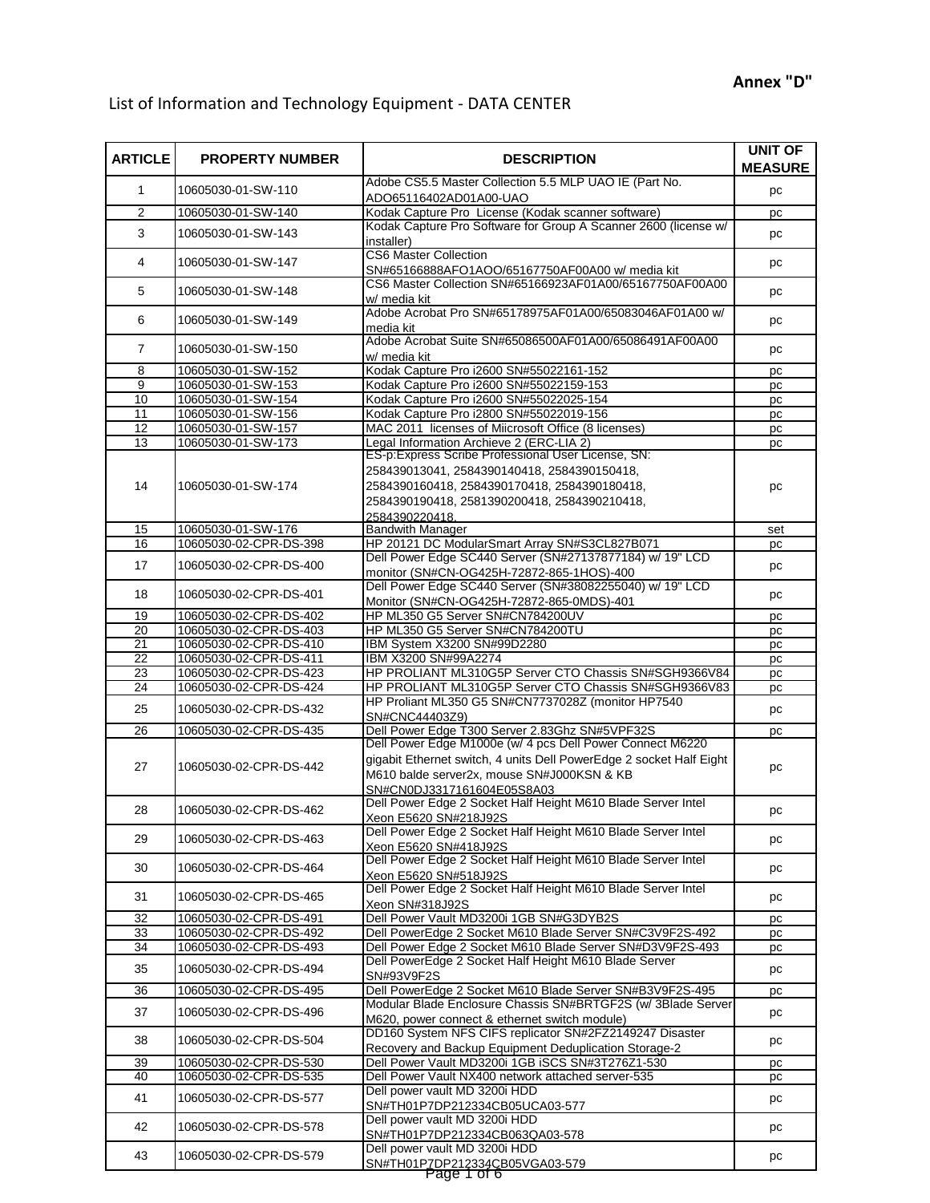**Annex "D"**

List of Information and Technology Equipment - DATA CENTER

| ARTICLE | PROPERTY NUMBER | DESCRIPTION | UNIT OF MEASURE |
|---|---|---|---|
| 1 | 10605030-01-SW-110 | Adobe CS5.5 Master Collection 5.5 MLP UAO IE (Part No. ADO65116402AD01A00-UAO | pc |
| 2 | 10605030-01-SW-140 | Kodak Capture Pro License (Kodak scanner software) | pc |
| 3 | 10605030-01-SW-143 | Kodak Capture Pro Software for Group A Scanner 2600 (license w/ installer) | pc |
| 4 | 10605030-01-SW-147 | CS6 Master Collection SN#65166888AFO1AOO/65167750AF00A00 w/ media kit | pc |
| 5 | 10605030-01-SW-148 | CS6 Master Collection SN#65166923AF01A00/65167750AF00A00 w/ media kit | pc |
| 6 | 10605030-01-SW-149 | Adobe Acrobat Pro SN#65178975AF01A00/65083046AF01A00 w/ media kit | pc |
| 7 | 10605030-01-SW-150 | Adobe Acrobat Suite SN#65086500AF01A00/65086491AF00A00 w/ media kit | pc |
| 8 | 10605030-01-SW-152 | Kodak Capture Pro i2600 SN#55022161-152 | pc |
| 9 | 10605030-01-SW-153 | Kodak Capture Pro i2600 SN#55022159-153 | pc |
| 10 | 10605030-01-SW-154 | Kodak Capture Pro i2600 SN#55022025-154 | pc |
| 11 | 10605030-01-SW-156 | Kodak Capture Pro i2800 SN#55022019-156 | pc |
| 12 | 10605030-01-SW-157 | MAC 2011 licenses of Miicrosoft Office (8 licenses) | pc |
| 13 | 10605030-01-SW-173 | Legal Information Archieve 2 (ERC-LIA 2) | pc |
| 14 | 10605030-01-SW-174 | ES-p:Express Scribe Professional User License, SN: 258439013041, 2584390140418, 2584390150418, 2584390160418, 2584390170418, 2584390180418, 2584390190418, 2581390200418, 2584390210418, 2584390220418. | pc |
| 15 | 10605030-01-SW-176 | Bandwith Manager | set |
| 16 | 10605030-02-CPR-DS-398 | HP 20121 DC ModularSmart Array SN#S3CL827B071 | pc |
| 17 | 10605030-02-CPR-DS-400 | Dell Power Edge SC440 Server (SN#27137877184) w/ 19" LCD monitor (SN#CN-OG425H-72872-865-1HOS)-400 | pc |
| 18 | 10605030-02-CPR-DS-401 | Dell Power Edge SC440 Server (SN#38082255040) w/ 19" LCD Monitor (SN#CN-OG425H-72872-865-0MDS)-401 | pc |
| 19 | 10605030-02-CPR-DS-402 | HP ML350 G5 Server SN#CN784200UV | pc |
| 20 | 10605030-02-CPR-DS-403 | HP ML350 G5 Server SN#CN784200TU | pc |
| 21 | 10605030-02-CPR-DS-410 | IBM System X3200 SN#99D2280 | pc |
| 22 | 10605030-02-CPR-DS-411 | IBM X3200 SN#99A2274 | pc |
| 23 | 10605030-02-CPR-DS-423 | HP PROLIANT ML310G5P Server CTO Chassis SN#SGH9366V84 | pc |
| 24 | 10605030-02-CPR-DS-424 | HP PROLIANT ML310G5P Server CTO Chassis SN#SGH9366V83 | pc |
| 25 | 10605030-02-CPR-DS-432 | HP Proliant ML350 G5 SN#CN7737028Z (monitor HP7540 SN#CNC44403Z9) | pc |
| 26 | 10605030-02-CPR-DS-435 | Dell Power Edge T300 Server 2.83Ghz SN#5VPF32S | pc |
| 27 | 10605030-02-CPR-DS-442 | Dell Power Edge M1000e (w/ 4 pcs Dell Power Connect M6220 gigabit Ethernet switch, 4 units Dell PowerEdge 2 socket Half Eight M610 balde server2x, mouse SN#J000KSN & KB SN#CN0DJ3317161604E05S8A03 | pc |
| 28 | 10605030-02-CPR-DS-462 | Dell Power Edge 2 Socket Half Height M610 Blade Server Intel Xeon E5620 SN#218J92S | pc |
| 29 | 10605030-02-CPR-DS-463 | Dell Power Edge 2 Socket Half Height M610 Blade Server Intel Xeon E5620 SN#418J92S | pc |
| 30 | 10605030-02-CPR-DS-464 | Dell Power Edge 2 Socket Half Height M610 Blade Server Intel Xeon E5620 SN#518J92S | pc |
| 31 | 10605030-02-CPR-DS-465 | Dell Power Edge 2 Socket Half Height M610 Blade Server Intel Xeon SN#318J92S | pc |
| 32 | 10605030-02-CPR-DS-491 | Dell Power Vault MD3200i 1GB SN#G3DYB2S | pc |
| 33 | 10605030-02-CPR-DS-492 | Dell PowerEdge 2 Socket M610 Blade Server SN#C3V9F2S-492 | pc |
| 34 | 10605030-02-CPR-DS-493 | Dell Power Edge 2 Socket M610 Blade Server SN#D3V9F2S-493 | pc |
| 35 | 10605030-02-CPR-DS-494 | Dell PowerEdge 2 Socket Half Height M610 Blade Server SN#93V9F2S | pc |
| 36 | 10605030-02-CPR-DS-495 | Dell PowerEdge 2 Socket M610 Blade Server SN#B3V9F2S-495 | pc |
| 37 | 10605030-02-CPR-DS-496 | Modular Blade Enclosure Chassis SN#BRTGF2S (w/ 3Blade Server M620, power connect & ethernet switch module) | pc |
| 38 | 10605030-02-CPR-DS-504 | DD160 System NFS CIFS replicator SN#2FZ2149247 Disaster Recovery and Backup Equipment Deduplication Storage-2 | pc |
| 39 | 10605030-02-CPR-DS-530 | Dell Power Vault MD3200i 1GB iSCS SN#3T276Z1-530 | pc |
| 40 | 10605030-02-CPR-DS-535 | Dell Power Vault NX400 network attached server-535 | pc |
| 41 | 10605030-02-CPR-DS-577 | Dell power vault MD 3200i HDD SN#TH01P7DP212334CB05UCA03-577 | pc |
| 42 | 10605030-02-CPR-DS-578 | Dell power vault MD 3200i HDD SN#TH01P7DP212334CB063QA03-578 | pc |
| 43 | 10605030-02-CPR-DS-579 | Dell power vault MD 3200i HDD SN#TH01P7DP212334CB05VGA03-579 | pc |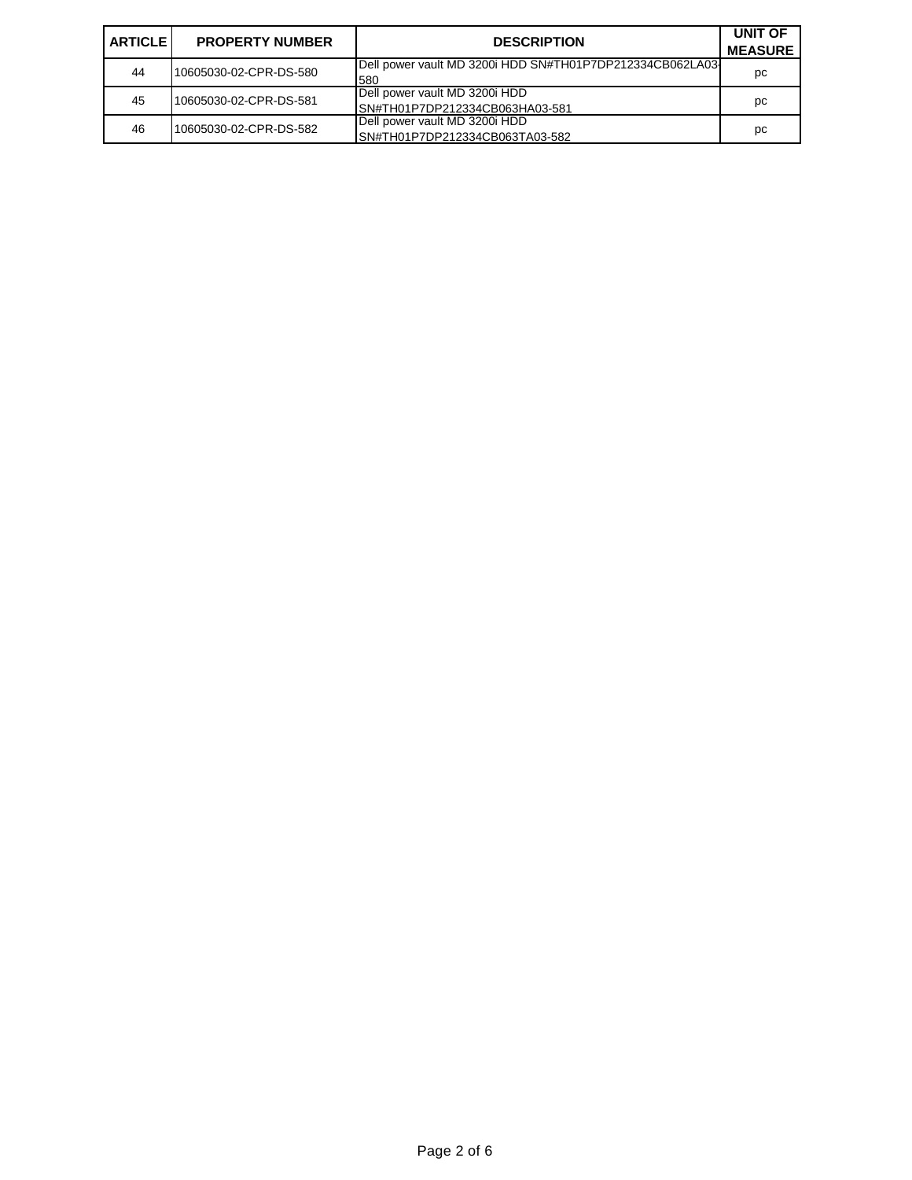| ARTICLE | PROPERTY NUMBER | DESCRIPTION | UNIT OF MEASURE |
|---|---|---|---|
| 44 | 10605030-02-CPR-DS-580 | Dell power vault MD 3200i HDD SN#TH01P7DP212334CB062LA03-580 | pc |
| 45 | 10605030-02-CPR-DS-581 | Dell power vault MD 3200i HDD SN#TH01P7DP212334CB063HA03-581 | pc |
| 46 | 10605030-02-CPR-DS-582 | Dell power vault MD 3200i HDD SN#TH01P7DP212334CB063TA03-582 | pc |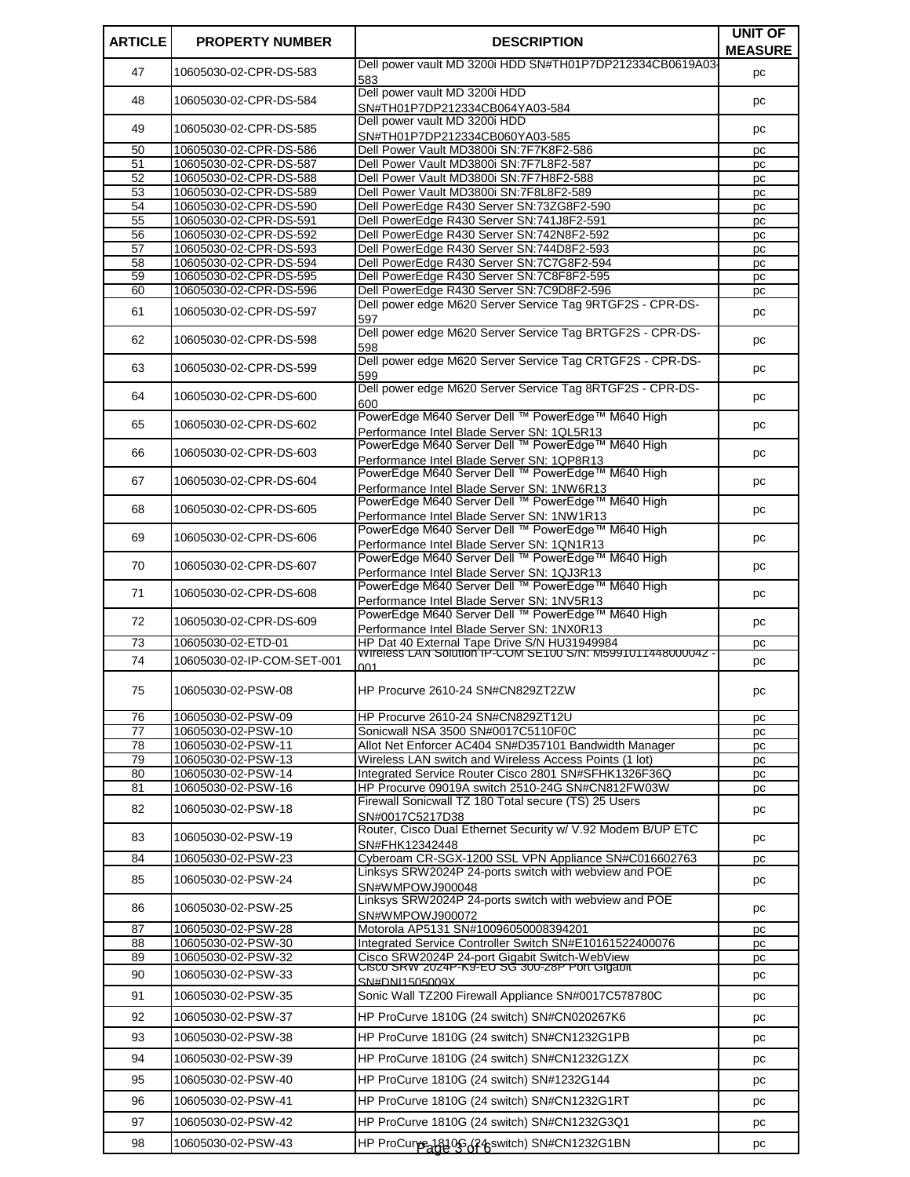| ARTICLE | PROPERTY NUMBER | DESCRIPTION | UNIT OF MEASURE |
|---|---|---|---|
| 47 | 10605030-02-CPR-DS-583 | Dell power vault MD 3200i HDD SN#TH01P7DP212334CB0619A03-583 | pc |
| 48 | 10605030-02-CPR-DS-584 | Dell power vault MD 3200i HDD SN#TH01P7DP212334CB064YA03-584 | pc |
| 49 | 10605030-02-CPR-DS-585 | Dell power vault MD 3200i HDD SN#TH01P7DP212334CB060YA03-585 | pc |
| 50 | 10605030-02-CPR-DS-586 | Dell Power Vault MD3800i SN:7F7K8F2-586 | pc |
| 51 | 10605030-02-CPR-DS-587 | Dell Power Vault MD3800i SN:7F7L8F2-587 | pc |
| 52 | 10605030-02-CPR-DS-588 | Dell Power Vault MD3800i SN:7F7H8F2-588 | pc |
| 53 | 10605030-02-CPR-DS-589 | Dell Power Vault MD3800i SN:7F8L8F2-589 | pc |
| 54 | 10605030-02-CPR-DS-590 | Dell PowerEdge R430 Server SN:73ZG8F2-590 | pc |
| 55 | 10605030-02-CPR-DS-591 | Dell PowerEdge R430 Server SN:741J8F2-591 | pc |
| 56 | 10605030-02-CPR-DS-592 | Dell PowerEdge R430 Server SN:742N8F2-592 | pc |
| 57 | 10605030-02-CPR-DS-593 | Dell PowerEdge R430 Server SN:744D8F2-593 | pc |
| 58 | 10605030-02-CPR-DS-594 | Dell PowerEdge R430 Server SN:7C7G8F2-594 | pc |
| 59 | 10605030-02-CPR-DS-595 | Dell PowerEdge R430 Server SN:7C8F8F2-595 | pc |
| 60 | 10605030-02-CPR-DS-596 | Dell PowerEdge R430 Server SN:7C9D8F2-596 | pc |
| 61 | 10605030-02-CPR-DS-597 | Dell power edge M620 Server Service Tag 9RTGF2S - CPR-DS-597 | pc |
| 62 | 10605030-02-CPR-DS-598 | Dell power edge M620 Server Service Tag BRTGF2S - CPR-DS-598 | pc |
| 63 | 10605030-02-CPR-DS-599 | Dell power edge M620 Server Service Tag CRTGF2S - CPR-DS-599 | pc |
| 64 | 10605030-02-CPR-DS-600 | Dell power edge M620 Server Service Tag 8RTGF2S - CPR-DS-600 | pc |
| 65 | 10605030-02-CPR-DS-602 | PowerEdge M640 Server Dell ™ PowerEdge™ M640 High Performance Intel Blade Server SN: 1QL5R13 | pc |
| 66 | 10605030-02-CPR-DS-603 | PowerEdge M640 Server Dell ™ PowerEdge™ M640 High Performance Intel Blade Server SN: 1QP8R13 | pc |
| 67 | 10605030-02-CPR-DS-604 | PowerEdge M640 Server Dell ™ PowerEdge™ M640 High Performance Intel Blade Server SN: 1NW6R13 | pc |
| 68 | 10605030-02-CPR-DS-605 | PowerEdge M640 Server Dell ™ PowerEdge™ M640 High Performance Intel Blade Server SN: 1NW1R13 | pc |
| 69 | 10605030-02-CPR-DS-606 | PowerEdge M640 Server Dell ™ PowerEdge™ M640 High Performance Intel Blade Server SN: 1QN1R13 | pc |
| 70 | 10605030-02-CPR-DS-607 | PowerEdge M640 Server Dell ™ PowerEdge™ M640 High Performance Intel Blade Server SN: 1QJ3R13 | pc |
| 71 | 10605030-02-CPR-DS-608 | PowerEdge M640 Server Dell ™ PowerEdge™ M640 High Performance Intel Blade Server SN: 1NV5R13 | pc |
| 72 | 10605030-02-CPR-DS-609 | PowerEdge M640 Server Dell ™ PowerEdge™ M640 High Performance Intel Blade Server SN: 1NX0R13 | pc |
| 73 | 10605030-02-ETD-01 | HP Dat 40 External Tape Drive S/N HU31949984 | pc |
| 74 | 10605030-02-IP-COM-SET-001 | Wireless LAN Solution IP-COM SE100 S/N: M599101144800042 - 001 | pc |
| 75 | 10605030-02-PSW-08 | HP Procurve 2610-24 SN#CN829ZT2ZW | pc |
| 76 | 10605030-02-PSW-09 | HP Procurve 2610-24 SN#CN829ZT12U | pc |
| 77 | 10605030-02-PSW-10 | Sonicwall NSA 3500 SN#0017C5110F0C | pc |
| 78 | 10605030-02-PSW-11 | Allot Net Enforcer AC404 SN#D357101 Bandwidth Manager | pc |
| 79 | 10605030-02-PSW-13 | Wireless LAN switch and Wireless Access Points (1 lot) | pc |
| 80 | 10605030-02-PSW-14 | Integrated Service Router Cisco 2801 SN#SFHK1326F36Q | pc |
| 81 | 10605030-02-PSW-16 | HP Procurve 09019A switch 2510-24G SN#CN812FW03W | pc |
| 82 | 10605030-02-PSW-18 | Firewall Sonicwall TZ 180 Total secure (TS) 25 Users SN#0017C5217D38 | pc |
| 83 | 10605030-02-PSW-19 | Router, Cisco Dual Ethernet Security w/ V.92 Modem B/UP ETC SN#FHK12342448 | pc |
| 84 | 10605030-02-PSW-23 | Cyberoam CR-SGX-1200 SSL VPN Appliance SN#C016602763 | pc |
| 85 | 10605030-02-PSW-24 | Linksys SRW2024P 24-ports switch with webview and POE SN#WMPOWJ900048 | pc |
| 86 | 10605030-02-PSW-25 | Linksys SRW2024P 24-ports switch with webview and POE SN#WMPOWJ900072 | pc |
| 87 | 10605030-02-PSW-28 | Motorola AP5131 SN#10096050008394201 | pc |
| 88 | 10605030-02-PSW-30 | Integrated Service Controller Switch SN#E10161522400076 | pc |
| 89 | 10605030-02-PSW-32 | Cisco SRW2024P 24-port Gigabit Switch-WebView | pc |
| 90 | 10605030-02-PSW-33 | Cisco SRW 2024P-K9-EU SG 300-28P Port Gigabit SN#DNI1505009X | pc |
| 91 | 10605030-02-PSW-35 | Sonic Wall TZ200 Firewall Appliance SN#0017C578780C | pc |
| 92 | 10605030-02-PSW-37 | HP ProCurve 1810G (24 switch) SN#CN020267K6 | pc |
| 93 | 10605030-02-PSW-38 | HP ProCurve 1810G (24 switch) SN#CN1232G1PB | pc |
| 94 | 10605030-02-PSW-39 | HP ProCurve 1810G (24 switch) SN#CN1232G1ZX | pc |
| 95 | 10605030-02-PSW-40 | HP ProCurve 1810G (24 switch) SN#1232G144 | pc |
| 96 | 10605030-02-PSW-41 | HP ProCurve 1810G (24 switch) SN#CN1232G1RT | pc |
| 97 | 10605030-02-PSW-42 | HP ProCurve 1810G (24 switch) SN#CN1232G3Q1 | pc |
| 98 | 10605030-02-PSW-43 | HP ProCurve 1810G (24 switch) SN#CN1232G1BN | pc |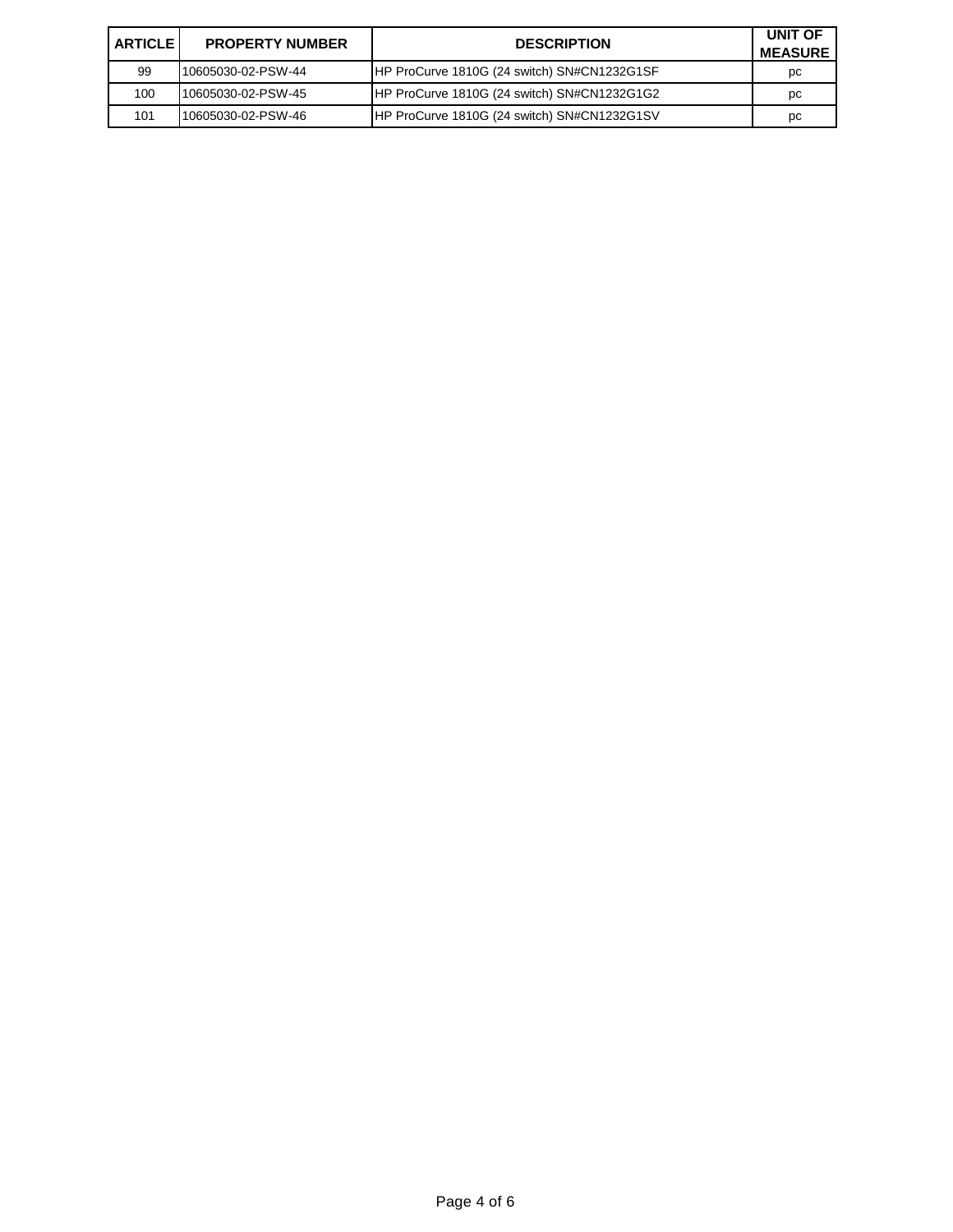| ARTICLE | PROPERTY NUMBER | DESCRIPTION | UNIT OF MEASURE |
|---|---|---|---|
| 99 | 10605030-02-PSW-44 | HP ProCurve 1810G (24 switch) SN#CN1232G1SF | pc |
| 100 | 10605030-02-PSW-45 | HP ProCurve 1810G (24 switch) SN#CN1232G1G2 | pc |
| 101 | 10605030-02-PSW-46 | HP ProCurve 1810G (24 switch) SN#CN1232G1SV | pc |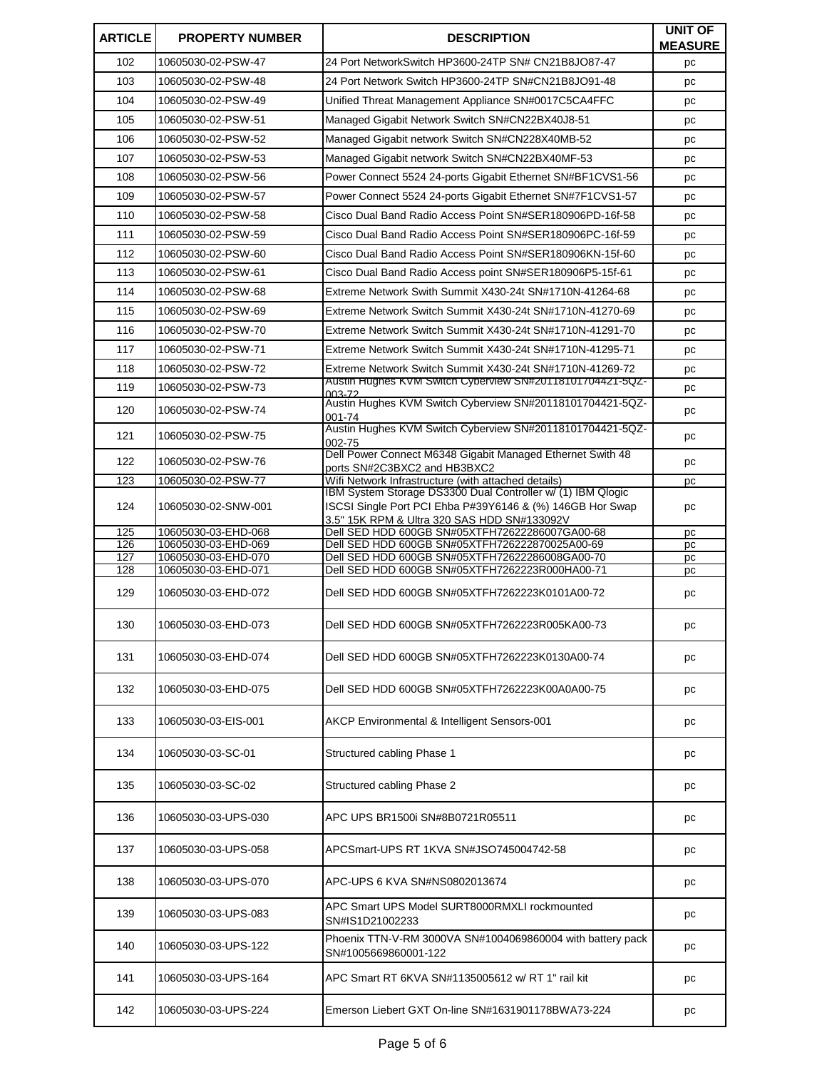| ARTICLE | PROPERTY NUMBER | DESCRIPTION | UNIT OF MEASURE |
|---|---|---|---|
| 102 | 10605030-02-PSW-47 | 24 Port NetworkSwitch HP3600-24TP SN# CN21B8JO87-47 | pc |
| 103 | 10605030-02-PSW-48 | 24 Port Network Switch HP3600-24TP SN#CN21B8JO91-48 | pc |
| 104 | 10605030-02-PSW-49 | Unified Threat Management Appliance SN#0017C5CA4FFC | pc |
| 105 | 10605030-02-PSW-51 | Managed Gigabit Network Switch SN#CN22BX40J8-51 | pc |
| 106 | 10605030-02-PSW-52 | Managed Gigabit network Switch SN#CN228X40MB-52 | pc |
| 107 | 10605030-02-PSW-53 | Managed Gigabit network Switch SN#CN22BX40MF-53 | pc |
| 108 | 10605030-02-PSW-56 | Power Connect 5524 24-ports Gigabit Ethernet SN#BF1CVS1-56 | pc |
| 109 | 10605030-02-PSW-57 | Power Connect 5524 24-ports Gigabit Ethernet SN#7F1CVS1-57 | pc |
| 110 | 10605030-02-PSW-58 | Cisco Dual Band Radio Access Point SN#SER180906PD-16f-58 | pc |
| 111 | 10605030-02-PSW-59 | Cisco Dual Band Radio Access Point SN#SER180906PC-16f-59 | pc |
| 112 | 10605030-02-PSW-60 | Cisco Dual Band Radio Access Point SN#SER180906KN-15f-60 | pc |
| 113 | 10605030-02-PSW-61 | Cisco Dual Band Radio Access point SN#SER180906P5-15f-61 | pc |
| 114 | 10605030-02-PSW-68 | Extreme Network Swith Summit X430-24t SN#1710N-41264-68 | pc |
| 115 | 10605030-02-PSW-69 | Extreme Network Switch Summit X430-24t SN#1710N-41270-69 | pc |
| 116 | 10605030-02-PSW-70 | Extreme Network Switch Summit X430-24t SN#1710N-41291-70 | pc |
| 117 | 10605030-02-PSW-71 | Extreme Network Switch Summit X430-24t SN#1710N-41295-71 | pc |
| 118 | 10605030-02-PSW-72 | Extreme Network Switch Summit X430-24t SN#1710N-41269-72 | pc |
| 119 | 10605030-02-PSW-73 | Austin Hughes KVM Switch Cyberview SN#20118101704421-5QZ-003-72 | pc |
| 120 | 10605030-02-PSW-74 | Austin Hughes KVM Switch Cyberview SN#20118101704421-5QZ-001-74 | pc |
| 121 | 10605030-02-PSW-75 | Austin Hughes KVM Switch Cyberview SN#20118101704421-5QZ-002-75 | pc |
| 122 | 10605030-02-PSW-76 | Dell Power Connect M6348 Gigabit Managed Ethernet Swith 48 ports SN#2C3BXC2 and HB3BXC2 | pc |
| 123 | 10605030-02-PSW-77 | Wifi Network Infrastructure (with attached details) | pc |
| 124 | 10605030-02-SNW-001 | IBM System Storage DS3300 Dual Controller w/ (1) IBM Qlogic ISCSI Single Port PCI Ehba P#39Y6146 & (%) 146GB Hor Swap 3.5" 15K RPM & Ultra 320 SAS HDD SN#133092V | pc |
| 125 | 10605030-03-EHD-068 | Dell SED HDD 600GB SN#05XTFH72622286007GA00-68 | pc |
| 126 | 10605030-03-EHD-069 | Dell SED HDD 600GB SN#05XTFH726222870025A00-69 | pc |
| 127 | 10605030-03-EHD-070 | Dell SED HDD 600GB SN#05XTFH72622286008GA00-70 | pc |
| 128 | 10605030-03-EHD-071 | Dell SED HDD 600GB SN#05XTFH7262223R000HA00-71 | pc |
| 129 | 10605030-03-EHD-072 | Dell SED HDD 600GB SN#05XTFH7262223K0101A00-72 | pc |
| 130 | 10605030-03-EHD-073 | Dell SED HDD 600GB SN#05XTFH7262223R005KA00-73 | pc |
| 131 | 10605030-03-EHD-074 | Dell SED HDD 600GB SN#05XTFH7262223K0130A00-74 | pc |
| 132 | 10605030-03-EHD-075 | Dell SED HDD 600GB SN#05XTFH7262223K00A0A00-75 | pc |
| 133 | 10605030-03-EIS-001 | AKCP Environmental & Intelligent Sensors-001 | pc |
| 134 | 10605030-03-SC-01 | Structured cabling Phase 1 | pc |
| 135 | 10605030-03-SC-02 | Structured cabling Phase 2 | pc |
| 136 | 10605030-03-UPS-030 | APC UPS BR1500i SN#8B0721R05511 | pc |
| 137 | 10605030-03-UPS-058 | APCSmart-UPS RT 1KVA SN#JSO745004742-58 | pc |
| 138 | 10605030-03-UPS-070 | APC-UPS 6 KVA SN#NS0802013674 | pc |
| 139 | 10605030-03-UPS-083 | APC Smart UPS Model SURT8000RMXLI rockmounted SN#IS1D21002233 | pc |
| 140 | 10605030-03-UPS-122 | Phoenix TTN-V-RM 3000VA SN#1004069860004 with battery pack SN#1005669860001-122 | pc |
| 141 | 10605030-03-UPS-164 | APC Smart RT 6KVA SN#1135005612 w/ RT 1" rail kit | pc |
| 142 | 10605030-03-UPS-224 | Emerson Liebert GXT On-line SN#1631901178BWA73-224 | pc |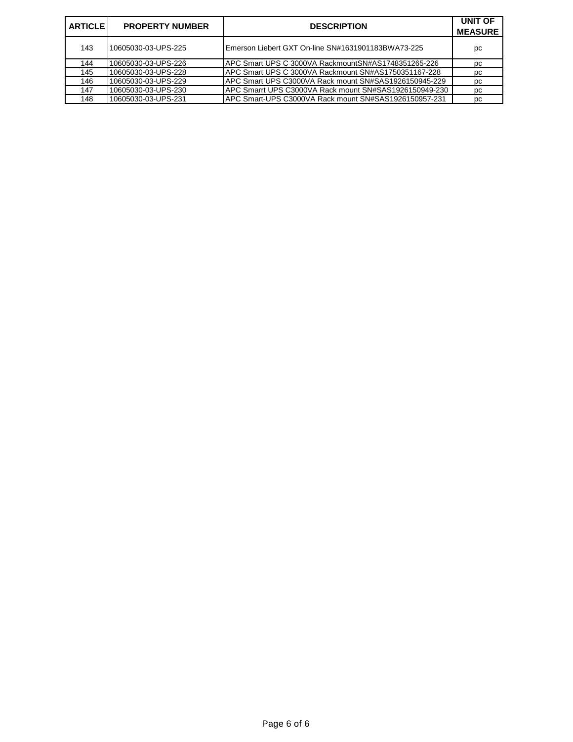| ARTICLE | PROPERTY NUMBER | DESCRIPTION | UNIT OF MEASURE |
|---|---|---|---|
| 143 | 10605030-03-UPS-225 | Emerson Liebert GXT On-line SN#1631901183BWA73-225 | pc |
| 144 | 10605030-03-UPS-226 | APC Smart UPS C 3000VA RackmountSN#AS1748351265-226 | pc |
| 145 | 10605030-03-UPS-228 | APC Smart UPS C 3000VA Rackmount SN#AS1750351167-228 | pc |
| 146 | 10605030-03-UPS-229 | APC Smart UPS C3000VA Rack mount SN#SAS1926150945-229 | pc |
| 147 | 10605030-03-UPS-230 | APC Smarrt UPS C3000VA Rack mount SN#SAS1926150949-230 | pc |
| 148 | 10605030-03-UPS-231 | APC Smart-UPS C3000VA Rack mount SN#SAS1926150957-231 | pc |